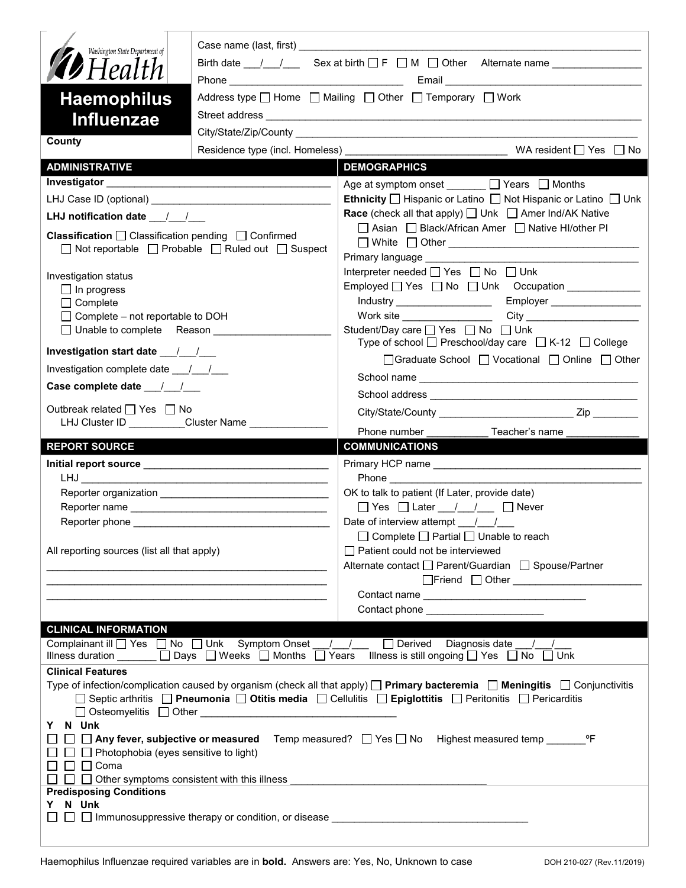Washington State Department of Health

# Haemophilus Influenzae

County

Case name (last, first) ______________________________

Birth date ___/___/___ Sex at birth ☐ F ☐ M ☐ Other Alternate name ______________

Phone ______________________ Email ______________________

Address type ☐ Home ☐ Mailing ☐ Other ☐ Temporary ☐ Work

Street address ______________________________

City/State/Zip/County ______________________________

Residence type (incl. Homeless) ______________________ WA resident ☐ Yes ☐ No

## ADMINISTRATIVE

**Investigator** ______________________________

LHJ Case ID (optional) ______________________

**LHJ notification date** ___/___/___

**Classification** ☐ Classification pending ☐ Confirmed ☐ Not reportable ☐ Probable ☐ Ruled out ☐ Suspect

Investigation status
- ☐ In progress
- ☐ Complete
- ☐ Complete – not reportable to DOH
- ☐ Unable to complete Reason ______________

**Investigation start date** ___/___/___

Investigation complete date ___/___/___

**Case complete date** ___/___/___

Outbreak related ☐ Yes ☐ No

LHJ Cluster ID _________ Cluster Name ____________

## DEMOGRAPHICS

Age at symptom onset _______ ☐ Years ☐ Months

**Ethnicity** ☐ Hispanic or Latino ☐ Not Hispanic or Latino ☐ Unk

**Race** (check all that apply) ☐ Unk ☐ Amer Ind/AK Native ☐ Asian ☐ Black/African Amer ☐ Native HI/other PI ☐ White ☐ Other ______________

Primary language ______________________

Interpreter needed ☐ Yes ☐ No ☐ Unk

Employed ☐ Yes ☐ No ☐ Unk Occupation ____________

Industry ______________ Employer ______________

Work site ______________ City ______________

Student/Day care ☐ Yes ☐ No ☐ Unk

Type of school ☐ Preschool/day care ☐ K-12 ☐ College ☐ Graduate School ☐ Vocational ☐ Online ☐ Other

School name ______________________

School address ______________________

City/State/County ______________________ Zip ________

Phone number ___________ Teacher's name ____________

## REPORT SOURCE

**Initial report source** ______________________

LHJ ______________________

Reporter organization ______________________

Reporter name ______________________

Reporter phone ______________________

All reporting sources (list all that apply)

______________________________

______________________________

______________________________

## COMMUNICATIONS

Primary HCP name ______________________

Phone ______________________

OK to talk to patient (If Later, provide date)

☐ Yes ☐ Later ___/___/___ ☐ Never

Date of interview attempt ___/___/___

☐ Complete ☐ Partial ☐ Unable to reach

☐ Patient could not be interviewed

Alternate contact ☐ Parent/Guardian ☐ Spouse/Partner ☐ Friend ☐ Other ______________

Contact name ______________________

Contact phone ______________________

## CLINICAL INFORMATION

Complainant ill ☐ Yes ☐ No ☐ Unk Symptom Onset ___/___/___ ☐ Derived Diagnosis date ___/___/___

Illness duration _______ ☐ Days ☐ Weeks ☐ Months ☐ Years Illness is still ongoing ☐ Yes ☐ No ☐ Unk

### Clinical Features

Type of infection/complication caused by organism (check all that apply) ☐ **Primary bacteremia** ☐ **Meningitis** ☐ Conjunctivitis ☐ Septic arthritis ☐ **Pneumonia** ☐ **Otitis media** ☐ Cellulitis ☐ **Epiglottitis** ☐ Peritonitis ☐ Pericarditis ☐ Osteomyelitis ☐ Other ______________________

Y N Unk

- ☐ ☐ ☐ **Any fever, subjective or measured** Temp measured? ☐ Yes ☐ No Highest measured temp _______ºF
- ☐ ☐ ☐ Photophobia (eyes sensitive to light)
- ☐ ☐ ☐ Coma
- ☐ ☐ ☐ Other symptoms consistent with this illness ______________________

### Predisposing Conditions

Y N Unk

- ☐ ☐ ☐ Immunosuppressive therapy or condition, or disease ______________________

Haemophilus Influenzae required variables are in **bold**. Answers are: Yes, No, Unknown to case

DOH 210-027 (Rev.11/2019)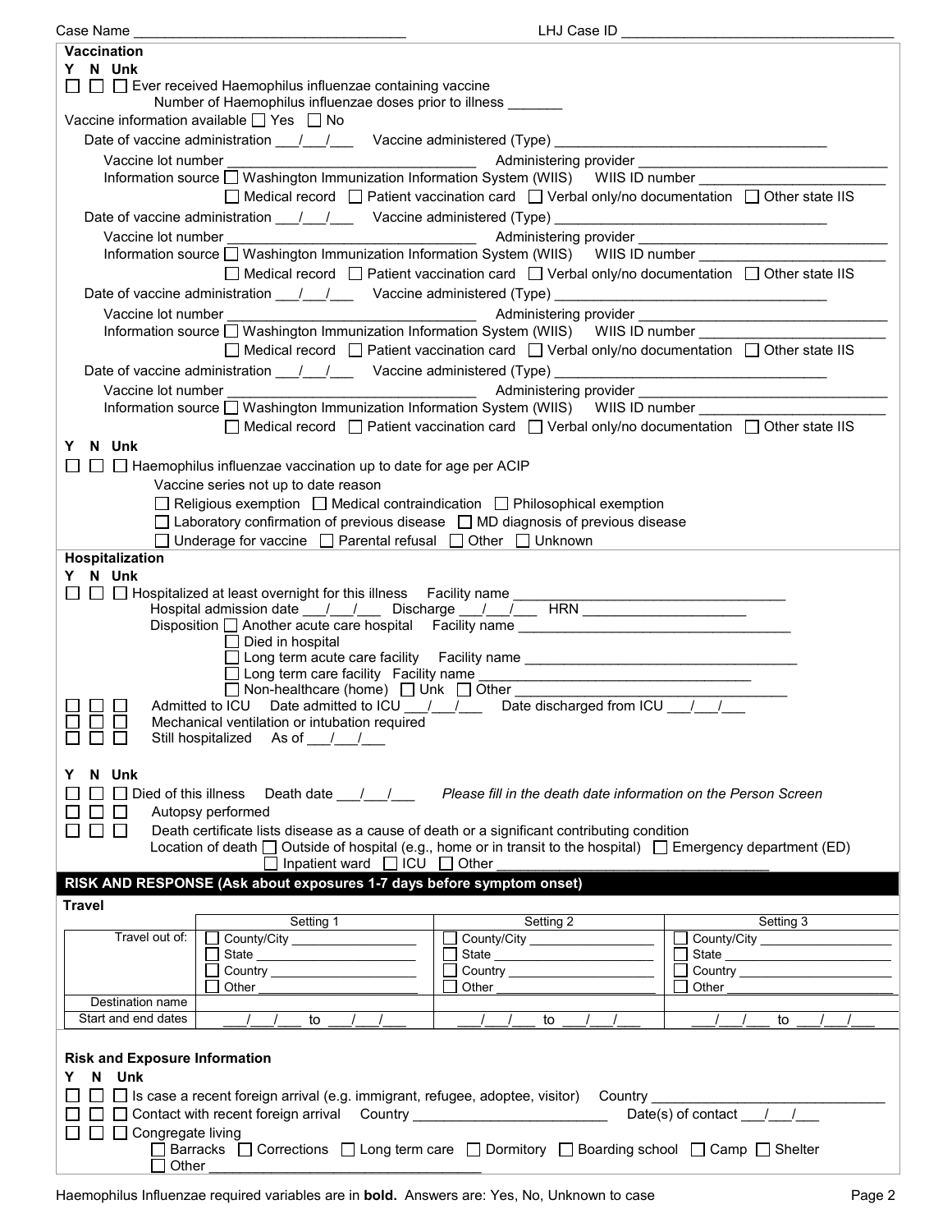Case Name ________________________________ LHJ Case ID ________________________________

**Vaccination**

**Y N Unk**

☐ ☐ ☐ Ever received Haemophilus influenzae containing vaccine

Number of Haemophilus influenzae doses prior to illness _______

Vaccine information available ☐ Yes ☐ No

Date of vaccine administration ___/___/___ Vaccine administered (Type) ________________________________

Vaccine lot number ______________________________ Administering provider ______________________________

Information source ☐ Washington Immunization Information System (WIIS) WIIS ID number ______________________

☐ Medical record ☐ Patient vaccination card ☐ Verbal only/no documentation ☐ Other state IIS

Date of vaccine administration ___/___/___ Vaccine administered (Type) ________________________________

Vaccine lot number ______________________________ Administering provider ______________________________

Information source ☐ Washington Immunization Information System (WIIS) WIIS ID number ______________________

☐ Medical record ☐ Patient vaccination card ☐ Verbal only/no documentation ☐ Other state IIS

Date of vaccine administration ___/___/___ Vaccine administered (Type) ________________________________

Vaccine lot number ______________________________ Administering provider ______________________________

Information source ☐ Washington Immunization Information System (WIIS) WIIS ID number ______________________

☐ Medical record ☐ Patient vaccination card ☐ Verbal only/no documentation ☐ Other state IIS

Date of vaccine administration ___/___/___ Vaccine administered (Type) ________________________________

Vaccine lot number ______________________________ Administering provider ______________________________

Information source ☐ Washington Immunization Information System (WIIS) WIIS ID number ______________________

☐ Medical record ☐ Patient vaccination card ☐ Verbal only/no documentation ☐ Other state IIS

**Y N Unk**

☐ ☐ ☐ Haemophilus influenzae vaccination up to date for age per ACIP

Vaccine series not up to date reason

☐ Religious exemption ☐ Medical contraindication ☐ Philosophical exemption

☐ Laboratory confirmation of previous disease ☐ MD diagnosis of previous disease

☐ Underage for vaccine ☐ Parental refusal ☐ Other ☐ Unknown

**Hospitalization**

**Y N Unk**

☐ ☐ ☐ Hospitalized at least overnight for this illness Facility name ________________________________

Hospital admission date ___/___/___ Discharge ___/___/___ HRN ____________________

Disposition ☐ Another acute care hospital Facility name ________________________________

☐ Died in hospital

☐ Long term acute care facility Facility name ________________________________

☐ Long term care facility Facility name ________________________________

☐ Non-healthcare (home) ☐ Unk ☐ Other ________________________________

☐ ☐ ☐ Admitted to ICU Date admitted to ICU ___/___/___ Date discharged from ICU ___/___/___

☐ ☐ ☐ Mechanical ventilation or intubation required

☐ ☐ ☐ Still hospitalized As of ___/___/___

**Y N Unk**

☐ ☐ ☐ Died of this illness Death date ___/___/___ *Please fill in the death date information on the Person Screen*

☐ ☐ ☐ Autopsy performed

☐ ☐ ☐ Death certificate lists disease as a cause of death or a significant contributing condition

Location of death ☐ Outside of hospital (e.g., home or in transit to the hospital) ☐ Emergency department (ED)

☐ Inpatient ward ☐ ICU ☐ Other ________________________________

## RISK AND RESPONSE (Ask about exposures 1-7 days before symptom onset)

**Travel**

| | Setting 1 | Setting 2 | Setting 3 |
|---|---|---|---|
| Travel out of: | ☐ County/City ________ ☐ State ________ ☐ Country ________ ☐ Other ________ | ☐ County/City ________ ☐ State ________ ☐ Country ________ ☐ Other ________ | ☐ County/City ________ ☐ State ________ ☐ Country ________ ☐ Other ________ |
| Destination name | | | |
| Start and end dates | ___/___/___ to ___/___/___ | ___/___/___ to ___/___/___ | ___/___/___ to ___/___/___ |

**Risk and Exposure Information**

**Y N Unk**

☐ ☐ ☐ Is case a recent foreign arrival (e.g. immigrant, refugee, adoptee, visitor) Country ____________________________

☐ ☐ ☐ Contact with recent foreign arrival Country ________________________ Date(s) of contact ___/___/___

☐ ☐ ☐ Congregate living

☐ Barracks ☐ Corrections ☐ Long term care ☐ Dormitory ☐ Boarding school ☐ Camp ☐ Shelter

☐ Other ________________________________

Haemophilus Influenzae required variables are in **bold**. Answers are: Yes, No, Unknown to case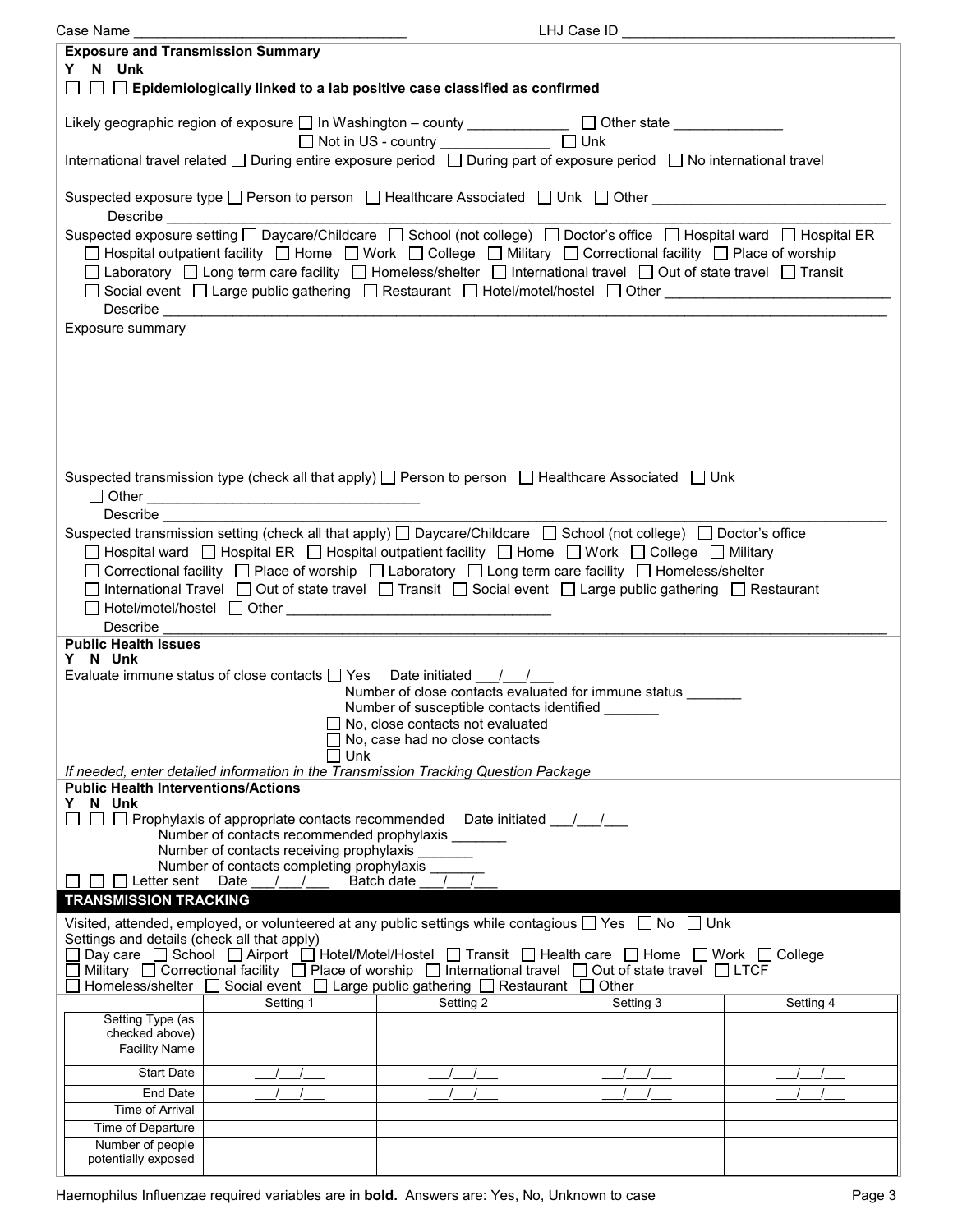Case Name ______________________________ LHJ Case ID ______________________________

**Exposure and Transmission Summary**

**Y N Unk**

☐ ☐ ☐ **Epidemiologically linked to a lab positive case classified as confirmed**

Likely geographic region of exposure ☐ In Washington – county ____________ ☐ Other state ____________
☐ Not in US - country ____________ ☐ Unk

International travel related ☐ During entire exposure period ☐ During part of exposure period ☐ No international travel

Suspected exposure type ☐ Person to person ☐ Healthcare Associated ☐ Unk ☐ Other ______________________
Describe ____________________________________________

Suspected exposure setting ☐ Daycare/Childcare ☐ School (not college) ☐ Doctor's office ☐ Hospital ward ☐ Hospital ER
☐ Hospital outpatient facility ☐ Home ☐ Work ☐ College ☐ Military ☐ Correctional facility ☐ Place of worship
☐ Laboratory ☐ Long term care facility ☐ Homeless/shelter ☐ International travel ☐ Out of state travel ☐ Transit
☐ Social event ☐ Large public gathering ☐ Restaurant ☐ Hotel/motel/hostel ☐ Other ______________________
Describe ____________________________________________

Exposure summary

Suspected transmission type (check all that apply) ☐ Person to person ☐ Healthcare Associated ☐ Unk
☐ Other ______________________
Describe ____________________________________________

Suspected transmission setting (check all that apply) ☐ Daycare/Childcare ☐ School (not college) ☐ Doctor's office
☐ Hospital ward ☐ Hospital ER ☐ Hospital outpatient facility ☐ Home ☐ Work ☐ College ☐ Military
☐ Correctional facility ☐ Place of worship ☐ Laboratory ☐ Long term care facility ☐ Homeless/shelter
☐ International Travel ☐ Out of state travel ☐ Transit ☐ Social event ☐ Large public gathering ☐ Restaurant
☐ Hotel/motel/hostel ☐ Other ______________________
Describe ____________________________________________

**Public Health Issues**

**Y N Unk**

Evaluate immune status of close contacts ☐ Yes Date initiated ___/___/___
Number of close contacts evaluated for immune status _______
Number of susceptible contacts identified _______
☐ No, close contacts not evaluated
☐ No, case had no close contacts
☐ Unk

*If needed, enter detailed information in the Transmission Tracking Question Package*

**Public Health Interventions/Actions**

**Y N Unk**

☐ ☐ ☐ Prophylaxis of appropriate contacts recommended Date initiated ___/___/___
Number of contacts recommended prophylaxis _______
Number of contacts receiving prophylaxis _______
Number of contacts completing prophylaxis _______

☐ ☐ ☐ Letter sent Date ___/___/___ Batch date ___/___/___

## TRANSMISSION TRACKING

Visited, attended, employed, or volunteered at any public settings while contagious ☐ Yes ☐ No ☐ Unk

Settings and details (check all that apply)
☐ Day care ☐ School ☐ Airport ☐ Hotel/Motel/Hostel ☐ Transit ☐ Health care ☐ Home ☐ Work ☐ College
☐ Military ☐ Correctional facility ☐ Place of worship ☐ International travel ☐ Out of state travel ☐ LTCF
☐ Homeless/shelter ☐ Social event ☐ Large public gathering ☐ Restaurant ☐ Other

| | Setting 1 | Setting 2 | Setting 3 | Setting 4 |
|---|---|---|---|---|
| Setting Type (as checked above) | | | | |
| Facility Name | | | | |
| Start Date | ___/___/___ | ___/___/___ | ___/___/___ | ___/___/___ |
| End Date | ___/___/___ | ___/___/___ | ___/___/___ | ___/___/___ |
| Time of Arrival | | | | |
| Time of Departure | | | | |
| Number of people potentially exposed | | | | |

Haemophilus Influenzae required variables are in **bold.** Answers are: Yes, No, Unknown to case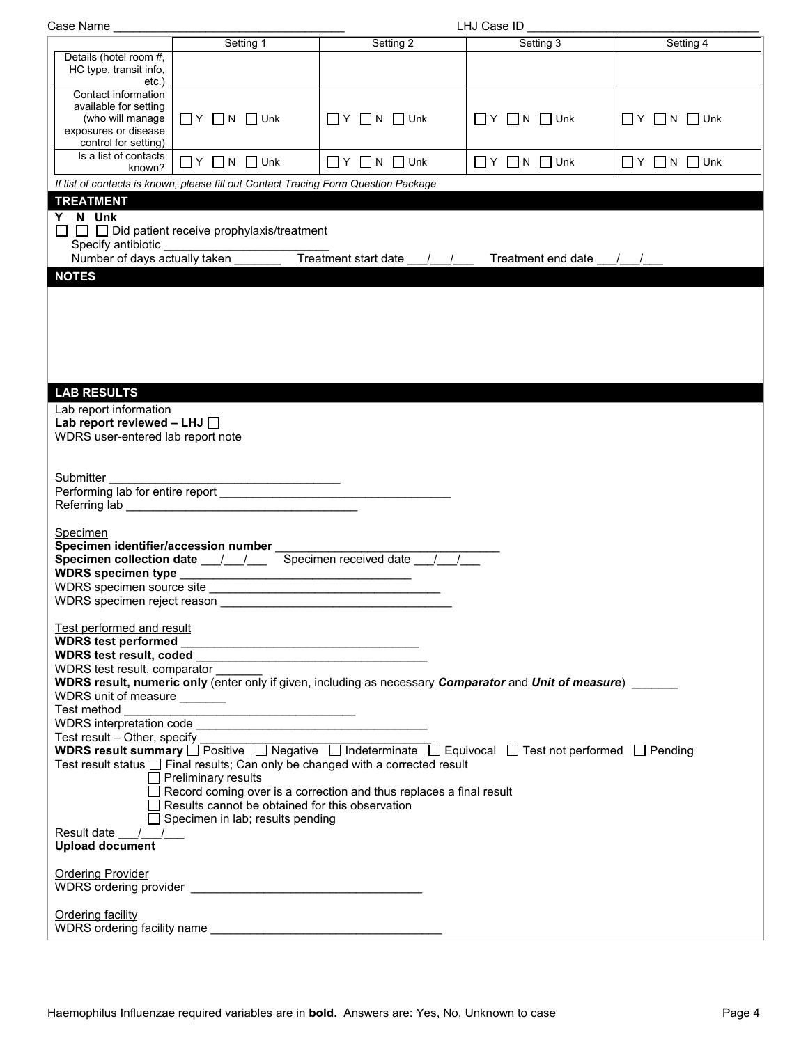Case Name ___________________________________ LHJ Case ID ___________________________________

| | Setting 1 | Setting 2 | Setting 3 | Setting 4 |
|---|---|---|---|---|
| Details (hotel room #, HC type, transit info, etc.) | | | | |
| Contact information available for setting (who will manage exposures or disease control for setting) | ☐ Y ☐ N ☐ Unk | ☐ Y ☐ N ☐ Unk | ☐ Y ☐ N ☐ Unk | ☐ Y ☐ N ☐ Unk |
| Is a list of contacts known? | ☐ Y ☐ N ☐ Unk | ☐ Y ☐ N ☐ Unk | ☐ Y ☐ N ☐ Unk | ☐ Y ☐ N ☐ Unk |

*If list of contacts is known, please fill out Contact Tracing Form Question Package*

## TREATMENT

**Y N Unk**

☐ ☐ ☐ Did patient receive prophylaxis/treatment

Specify antibiotic _________________________

Number of days actually taken _______ Treatment start date ___/___/___ Treatment end date ___/___/___

## NOTES

## LAB RESULTS

Lab report information

**Lab report reviewed – LHJ** ☐

WDRS user-entered lab report note

Submitter ___________________________________

Performing lab for entire report ___________________________________

Referring lab ___________________________________

Specimen

**Specimen identifier/accession number** ___________________________________

**Specimen collection date** ___/___/___ Specimen received date ___/___/___

**WDRS specimen type** ___________________________________

WDRS specimen source site ___________________________________

WDRS specimen reject reason ___________________________________

Test performed and result

**WDRS test performed** ___________________________________

**WDRS test result, coded** ___________________________________

WDRS test result, comparator _______

**WDRS result, numeric only** (enter only if given, including as necessary ***Comparator*** and ***Unit of measure***) _______

WDRS unit of measure _______

Test method ___________________________________

WDRS interpretation code ___________________________________

Test result – Other, specify ___________________________________

**WDRS result summary** ☐ Positive ☐ Negative ☐ Indeterminate ☐ Equivocal ☐ Test not performed ☐ Pending

Test result status ☐ Final results; Can only be changed with a corrected result
☐ Preliminary results
☐ Record coming over is a correction and thus replaces a final result
☐ Results cannot be obtained for this observation
☐ Specimen in lab; results pending

Result date ___/___/___

**Upload document**

Ordering Provider

WDRS ordering provider ___________________________________

Ordering facility

WDRS ordering facility name ___________________________________

Haemophilus Influenzae required variables are in **bold.** Answers are: Yes, No, Unknown to case